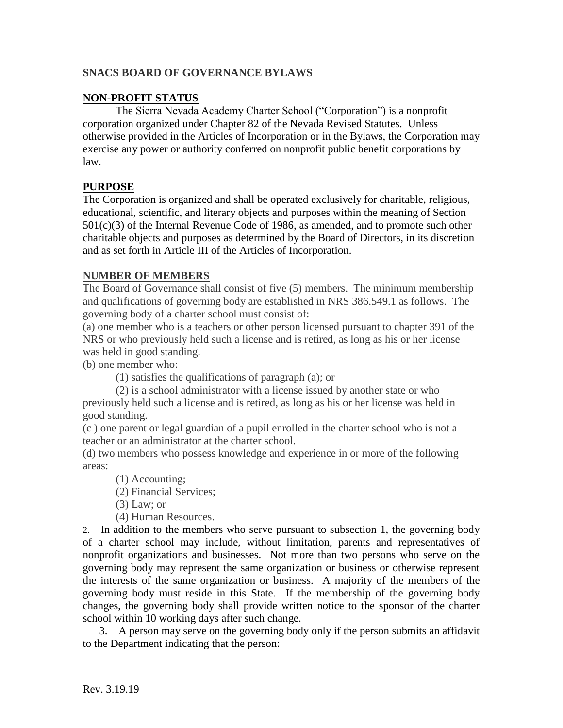## SNACS BOARD OF GOVERNANCE BYLAWS

### NON-PROFIT STATUS

The Sierra Nevada Academy Charter School ("Corporation") is a nonprofit corporation organized under Chapter 82 of the Nevada Revised Statutes. Unless otherwise provided in the Articles of Incorporation or in the Bylaws, the Corporation may exercise any power or authority conferred on nonprofit public benefit corporations by law.

### PURPOSE

The Corporation is organized and shall be operated exclusively for charitable, religious, educational, scientific, and literary objects and purposes within the meaning of Section 501(c)(3) of the Internal Revenue Code of 1986, as amended, and to promote such other charitable objects and purposes as determined by the Board of Directors, in its discretion and as set forth in Article III of the Articles of Incorporation.

### NUMBER OF MEMBERS

The Board of Governance shall consist of five (5) members. The minimum membership and qualifications of governing body are established in NRS 386.549.1 as follows. The governing body of a charter school must consist of:

(a) one member who is a teachers or other person licensed pursuant to chapter 391 of the NRS or who previously held such a license and is retired, as long as his or her license was held in good standing.

(b) one member who:

(1) satisfies the qualifications of paragraph (a); or

(2) is a school administrator with a license issued by another state or who previously held such a license and is retired, as long as his or her license was held in good standing.

(c ) one parent or legal guardian of a pupil enrolled in the charter school who is not a teacher or an administrator at the charter school.

(d) two members who possess knowledge and experience in or more of the following areas:

(1) Accounting;

(2) Financial Services;

(3) Law; or

(4) Human Resources.

2. In addition to the members who serve pursuant to subsection 1, the governing body of a charter school may include, without limitation, parents and representatives of nonprofit organizations and businesses. Not more than two persons who serve on the governing body may represent the same organization or business or otherwise represent the interests of the same organization or business. A majority of the members of the governing body must reside in this State. If the membership of the governing body changes, the governing body shall provide written notice to the sponsor of the charter school within 10 working days after such change.

3. A person may serve on the governing body only if the person submits an affidavit to the Department indicating that the person:

Rev. 3.19.19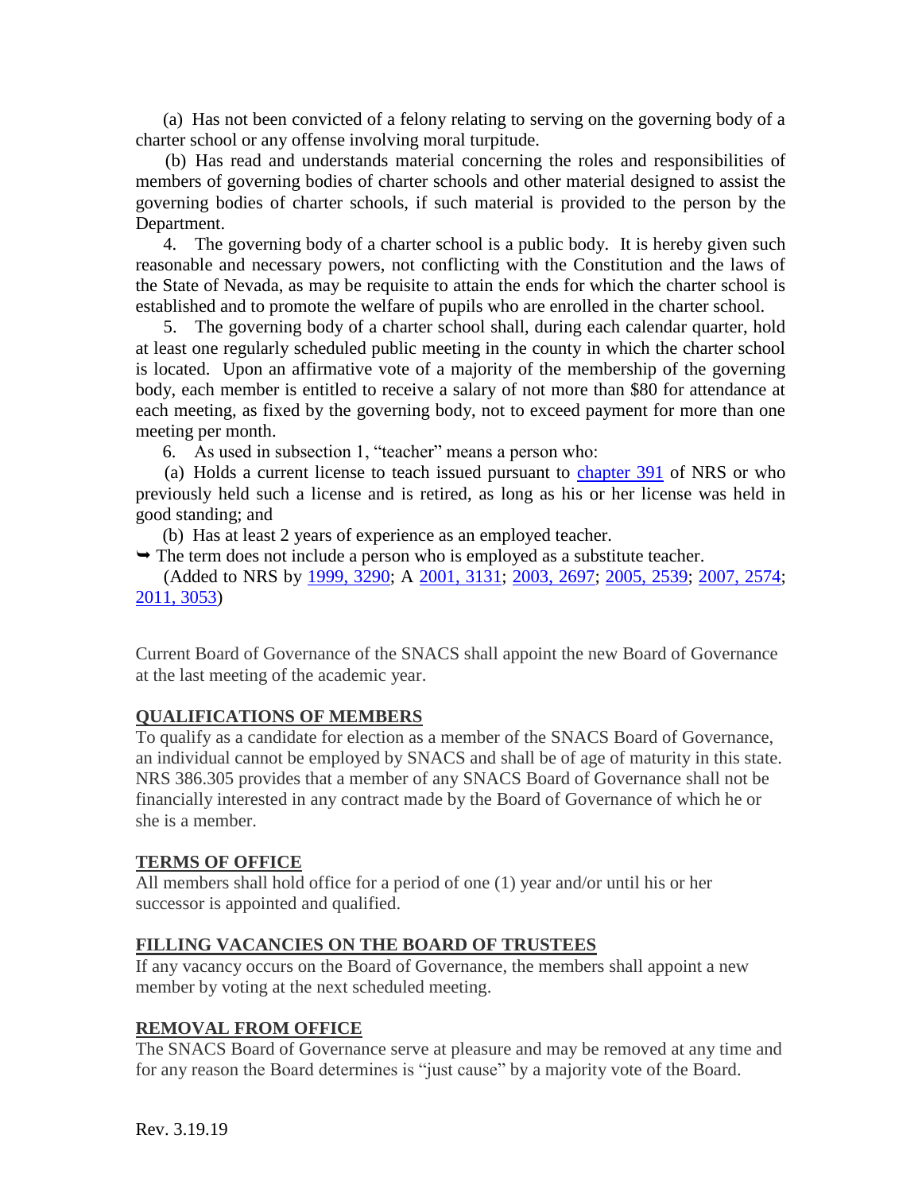(a) Has not been convicted of a felony relating to serving on the governing body of a charter school or any offense involving moral turpitude.

(b) Has read and understands material concerning the roles and responsibilities of members of governing bodies of charter schools and other material designed to assist the governing bodies of charter schools, if such material is provided to the person by the Department.

4. The governing body of a charter school is a public body. It is hereby given such reasonable and necessary powers, not conflicting with the Constitution and the laws of the State of Nevada, as may be requisite to attain the ends for which the charter school is established and to promote the welfare of pupils who are enrolled in the charter school.

5. The governing body of a charter school shall, during each calendar quarter, hold at least one regularly scheduled public meeting in the county in which the charter school is located. Upon an affirmative vote of a majority of the membership of the governing body, each member is entitled to receive a salary of not more than $80 for attendance at each meeting, as fixed by the governing body, not to exceed payment for more than one meeting per month.

6. As used in subsection 1, "teacher" means a person who:

(a) Holds a current license to teach issued pursuant to chapter 391 of NRS or who previously held such a license and is retired, as long as his or her license was held in good standing; and

(b) Has at least 2 years of experience as an employed teacher.

➥ The term does not include a person who is employed as a substitute teacher.

(Added to NRS by 1999, 3290; A 2001, 3131; 2003, 2697; 2005, 2539; 2007, 2574; 2011, 3053)

Current Board of Governance of the SNACS shall appoint the new Board of Governance at the last meeting of the academic year.

## QUALIFICATIONS OF MEMBERS

To qualify as a candidate for election as a member of the SNACS Board of Governance, an individual cannot be employed by SNACS and shall be of age of maturity in this state. NRS 386.305 provides that a member of any SNACS Board of Governance shall not be financially interested in any contract made by the Board of Governance of which he or she is a member.

## TERMS OF OFFICE

All members shall hold office for a period of one (1) year and/or until his or her successor is appointed and qualified.

## FILLING VACANCIES ON THE BOARD OF TRUSTEES

If any vacancy occurs on the Board of Governance, the members shall appoint a new member by voting at the next scheduled meeting.

## REMOVAL FROM OFFICE

The SNACS Board of Governance serve at pleasure and may be removed at any time and for any reason the Board determines is "just cause" by a majority vote of the Board.

Rev. 3.19.19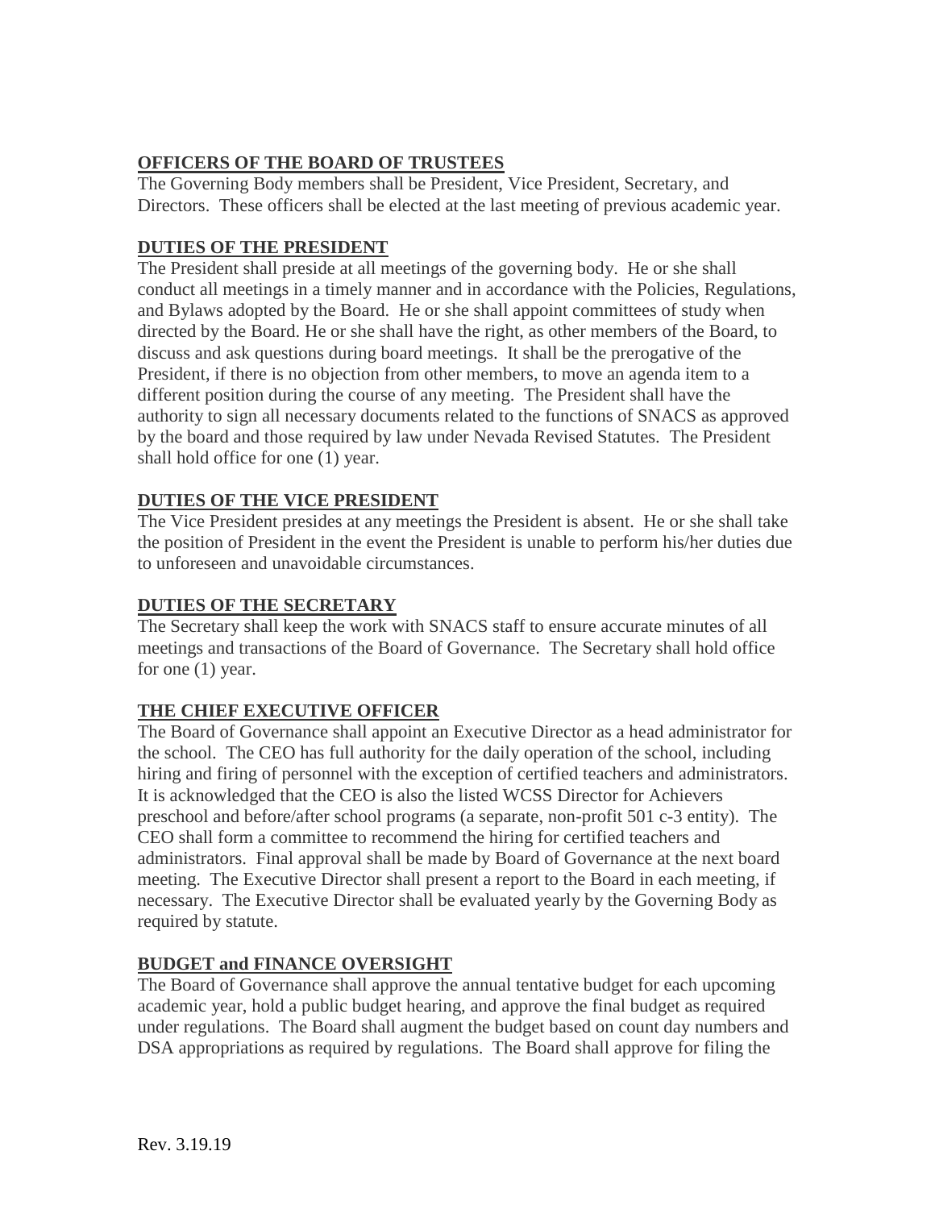## OFFICERS OF THE BOARD OF TRUSTEES

The Governing Body members shall be President, Vice President, Secretary, and Directors. These officers shall be elected at the last meeting of previous academic year.

## DUTIES OF THE PRESIDENT

The President shall preside at all meetings of the governing body. He or she shall conduct all meetings in a timely manner and in accordance with the Policies, Regulations, and Bylaws adopted by the Board. He or she shall appoint committees of study when directed by the Board. He or she shall have the right, as other members of the Board, to discuss and ask questions during board meetings. It shall be the prerogative of the President, if there is no objection from other members, to move an agenda item to a different position during the course of any meeting. The President shall have the authority to sign all necessary documents related to the functions of SNACS as approved by the board and those required by law under Nevada Revised Statutes. The President shall hold office for one (1) year.

## DUTIES OF THE VICE PRESIDENT

The Vice President presides at any meetings the President is absent. He or she shall take the position of President in the event the President is unable to perform his/her duties due to unforeseen and unavoidable circumstances.

## DUTIES OF THE SECRETARY

The Secretary shall keep the work with SNACS staff to ensure accurate minutes of all meetings and transactions of the Board of Governance. The Secretary shall hold office for one (1) year.

## THE CHIEF EXECUTIVE OFFICER

The Board of Governance shall appoint an Executive Director as a head administrator for the school. The CEO has full authority for the daily operation of the school, including hiring and firing of personnel with the exception of certified teachers and administrators. It is acknowledged that the CEO is also the listed WCSS Director for Achievers preschool and before/after school programs (a separate, non-profit 501 c-3 entity). The CEO shall form a committee to recommend the hiring for certified teachers and administrators. Final approval shall be made by Board of Governance at the next board meeting. The Executive Director shall present a report to the Board in each meeting, if necessary. The Executive Director shall be evaluated yearly by the Governing Body as required by statute.

## BUDGET and FINANCE OVERSIGHT

The Board of Governance shall approve the annual tentative budget for each upcoming academic year, hold a public budget hearing, and approve the final budget as required under regulations. The Board shall augment the budget based on count day numbers and DSA appropriations as required by regulations. The Board shall approve for filing the

Rev. 3.19.19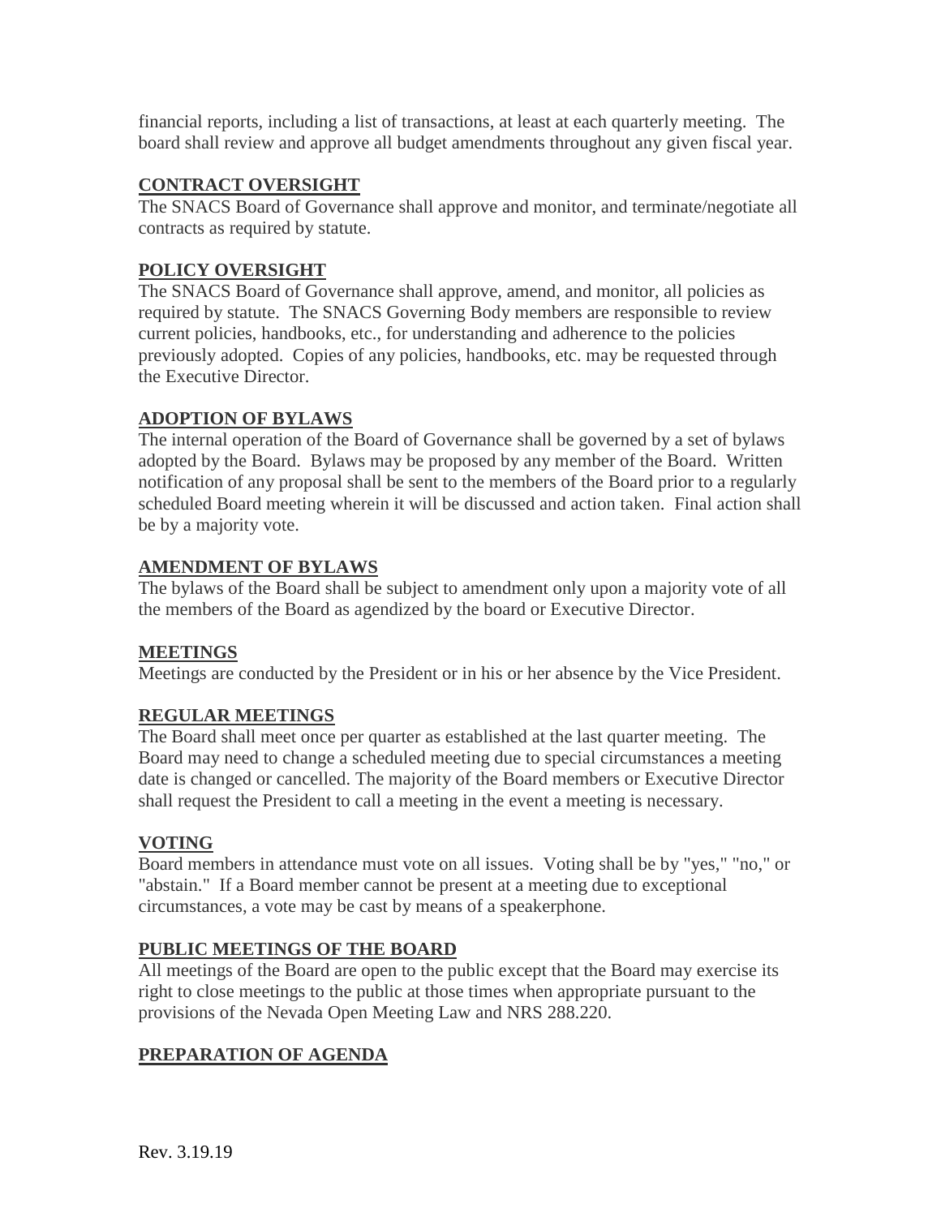financial reports, including a list of transactions, at least at each quarterly meeting. The board shall review and approve all budget amendments throughout any given fiscal year.

## CONTRACT OVERSIGHT

The SNACS Board of Governance shall approve and monitor, and terminate/negotiate all contracts as required by statute.

## POLICY OVERSIGHT

The SNACS Board of Governance shall approve, amend, and monitor, all policies as required by statute. The SNACS Governing Body members are responsible to review current policies, handbooks, etc., for understanding and adherence to the policies previously adopted. Copies of any policies, handbooks, etc. may be requested through the Executive Director.

## ADOPTION OF BYLAWS

The internal operation of the Board of Governance shall be governed by a set of bylaws adopted by the Board. Bylaws may be proposed by any member of the Board. Written notification of any proposal shall be sent to the members of the Board prior to a regularly scheduled Board meeting wherein it will be discussed and action taken. Final action shall be by a majority vote.

## AMENDMENT OF BYLAWS

The bylaws of the Board shall be subject to amendment only upon a majority vote of all the members of the Board as agendized by the board or Executive Director.

## MEETINGS

Meetings are conducted by the President or in his or her absence by the Vice President.

## REGULAR MEETINGS

The Board shall meet once per quarter as established at the last quarter meeting. The Board may need to change a scheduled meeting due to special circumstances a meeting date is changed or cancelled. The majority of the Board members or Executive Director shall request the President to call a meeting in the event a meeting is necessary.

## VOTING

Board members in attendance must vote on all issues. Voting shall be by "yes," "no," or "abstain." If a Board member cannot be present at a meeting due to exceptional circumstances, a vote may be cast by means of a speakerphone.

## PUBLIC MEETINGS OF THE BOARD

All meetings of the Board are open to the public except that the Board may exercise its right to close meetings to the public at those times when appropriate pursuant to the provisions of the Nevada Open Meeting Law and NRS 288.220.

## PREPARATION OF AGENDA

Rev. 3.19.19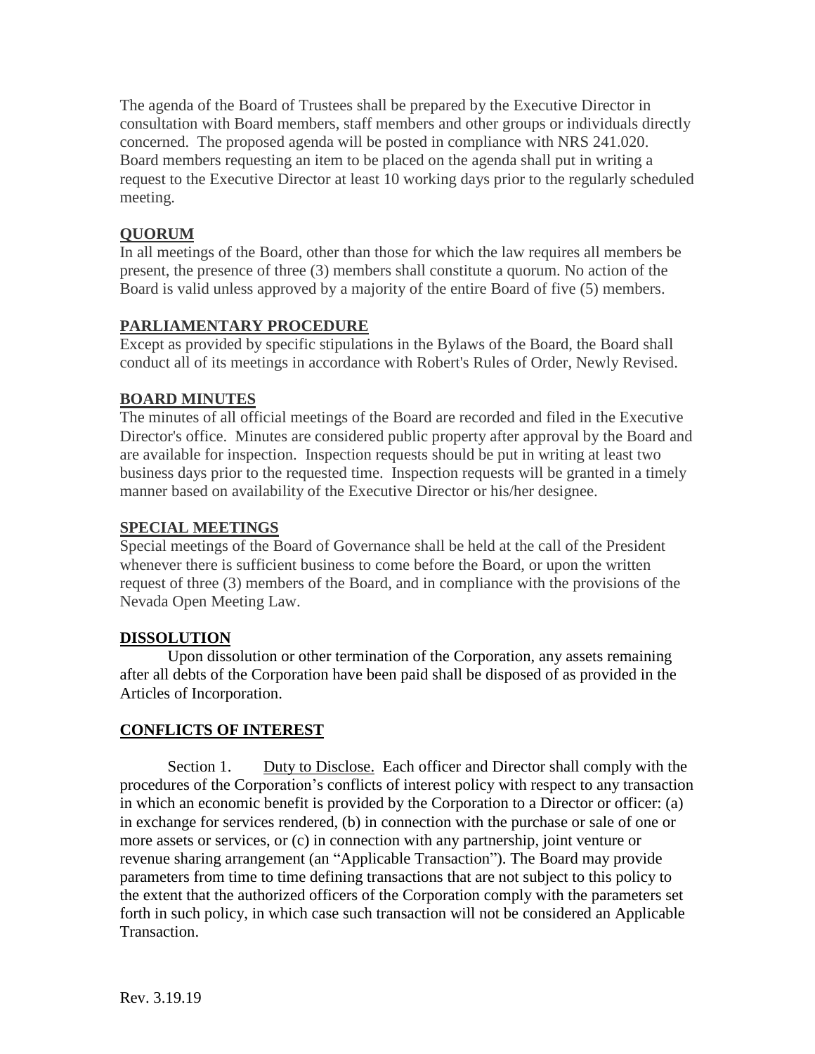The agenda of the Board of Trustees shall be prepared by the Executive Director in consultation with Board members, staff members and other groups or individuals directly concerned. The proposed agenda will be posted in compliance with NRS 241.020. Board members requesting an item to be placed on the agenda shall put in writing a request to the Executive Director at least 10 working days prior to the regularly scheduled meeting.

## QUORUM

In all meetings of the Board, other than those for which the law requires all members be present, the presence of three (3) members shall constitute a quorum. No action of the Board is valid unless approved by a majority of the entire Board of five (5) members.

## PARLIAMENTARY PROCEDURE

Except as provided by specific stipulations in the Bylaws of the Board, the Board shall conduct all of its meetings in accordance with Robert's Rules of Order, Newly Revised.

## BOARD MINUTES

The minutes of all official meetings of the Board are recorded and filed in the Executive Director's office. Minutes are considered public property after approval by the Board and are available for inspection. Inspection requests should be put in writing at least two business days prior to the requested time. Inspection requests will be granted in a timely manner based on availability of the Executive Director or his/her designee.

## SPECIAL MEETINGS

Special meetings of the Board of Governance shall be held at the call of the President whenever there is sufficient business to come before the Board, or upon the written request of three (3) members of the Board, and in compliance with the provisions of the Nevada Open Meeting Law.

## DISSOLUTION

Upon dissolution or other termination of the Corporation, any assets remaining after all debts of the Corporation have been paid shall be disposed of as provided in the Articles of Incorporation.

## CONFLICTS OF INTEREST

Section 1. Duty to Disclose. Each officer and Director shall comply with the procedures of the Corporation's conflicts of interest policy with respect to any transaction in which an economic benefit is provided by the Corporation to a Director or officer: (a) in exchange for services rendered, (b) in connection with the purchase or sale of one or more assets or services, or (c) in connection with any partnership, joint venture or revenue sharing arrangement (an "Applicable Transaction"). The Board may provide parameters from time to time defining transactions that are not subject to this policy to the extent that the authorized officers of the Corporation comply with the parameters set forth in such policy, in which case such transaction will not be considered an Applicable Transaction.

Rev. 3.19.19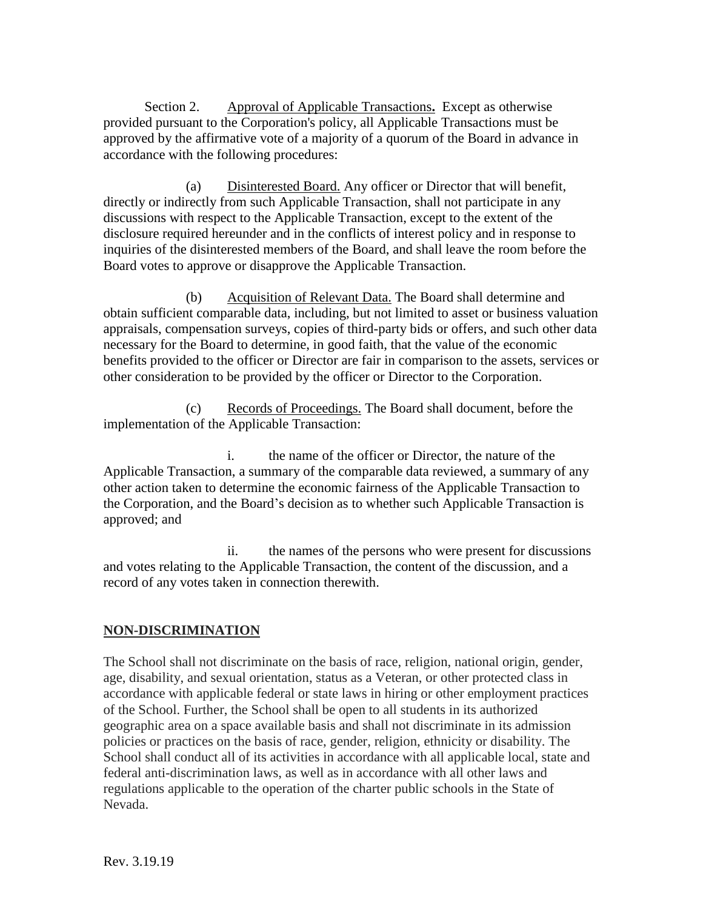Section 2. <u>Approval of Applicable Transactions</u>**.** Except as otherwise provided pursuant to the Corporation's policy, all Applicable Transactions must be approved by the affirmative vote of a majority of a quorum of the Board in advance in accordance with the following procedures:

(a) <u>Disinterested Board.</u> Any officer or Director that will benefit, directly or indirectly from such Applicable Transaction, shall not participate in any discussions with respect to the Applicable Transaction, except to the extent of the disclosure required hereunder and in the conflicts of interest policy and in response to inquiries of the disinterested members of the Board, and shall leave the room before the Board votes to approve or disapprove the Applicable Transaction.

(b) <u>Acquisition of Relevant Data.</u> The Board shall determine and obtain sufficient comparable data, including, but not limited to asset or business valuation appraisals, compensation surveys, copies of third-party bids or offers, and such other data necessary for the Board to determine, in good faith, that the value of the economic benefits provided to the officer or Director are fair in comparison to the assets, services or other consideration to be provided by the officer or Director to the Corporation.

(c) <u>Records of Proceedings.</u> The Board shall document, before the implementation of the Applicable Transaction:

i. the name of the officer or Director, the nature of the Applicable Transaction, a summary of the comparable data reviewed, a summary of any other action taken to determine the economic fairness of the Applicable Transaction to the Corporation, and the Board's decision as to whether such Applicable Transaction is approved; and

ii. the names of the persons who were present for discussions and votes relating to the Applicable Transaction, the content of the discussion, and a record of any votes taken in connection therewith.

## <u>NON-DISCRIMINATION</u>

The School shall not discriminate on the basis of race, religion, national origin, gender, age, disability, and sexual orientation, status as a Veteran, or other protected class in accordance with applicable federal or state laws in hiring or other employment practices of the School. Further, the School shall be open to all students in its authorized geographic area on a space available basis and shall not discriminate in its admission policies or practices on the basis of race, gender, religion, ethnicity or disability. The School shall conduct all of its activities in accordance with all applicable local, state and federal anti-discrimination laws, as well as in accordance with all other laws and regulations applicable to the operation of the charter public schools in the State of Nevada.

Rev. 3.19.19